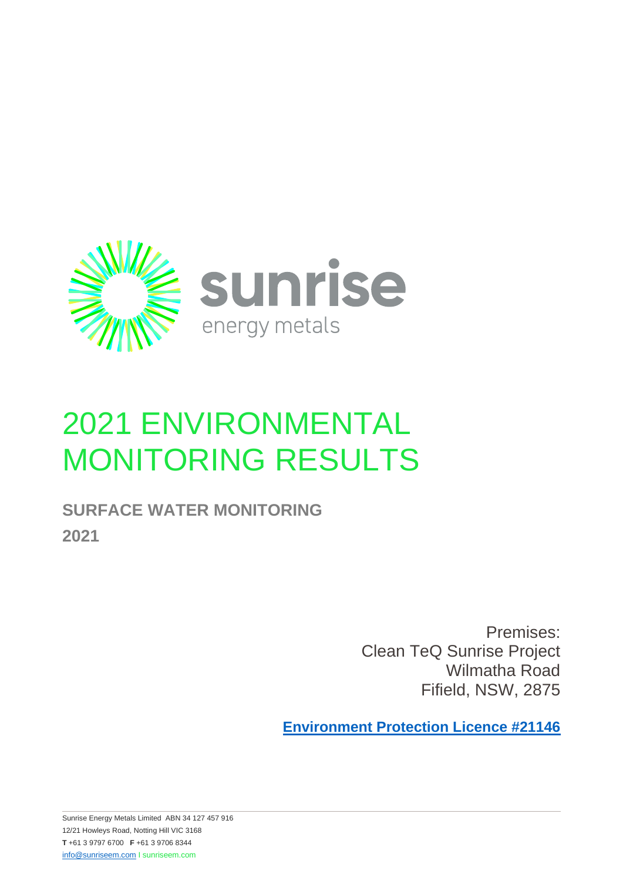sunrise
energy metals

# 2021 ENVIRONMENTAL MONITORING RESULTS

## SURFACE WATER MONITORING

## 2021

Premises:
Clean TeQ Sunrise Project
Wilmatha Road
Fifield, NSW, 2875

**Environment Protection Licence #21146**

Sunrise Energy Metals Limited ABN 34 127 457 916
12/21 Howleys Road, Notting Hill VIC 3168
**T** +61 3 9797 6700 **F** +61 3 9706 8344
info@sunriseem.com I sunriseem.com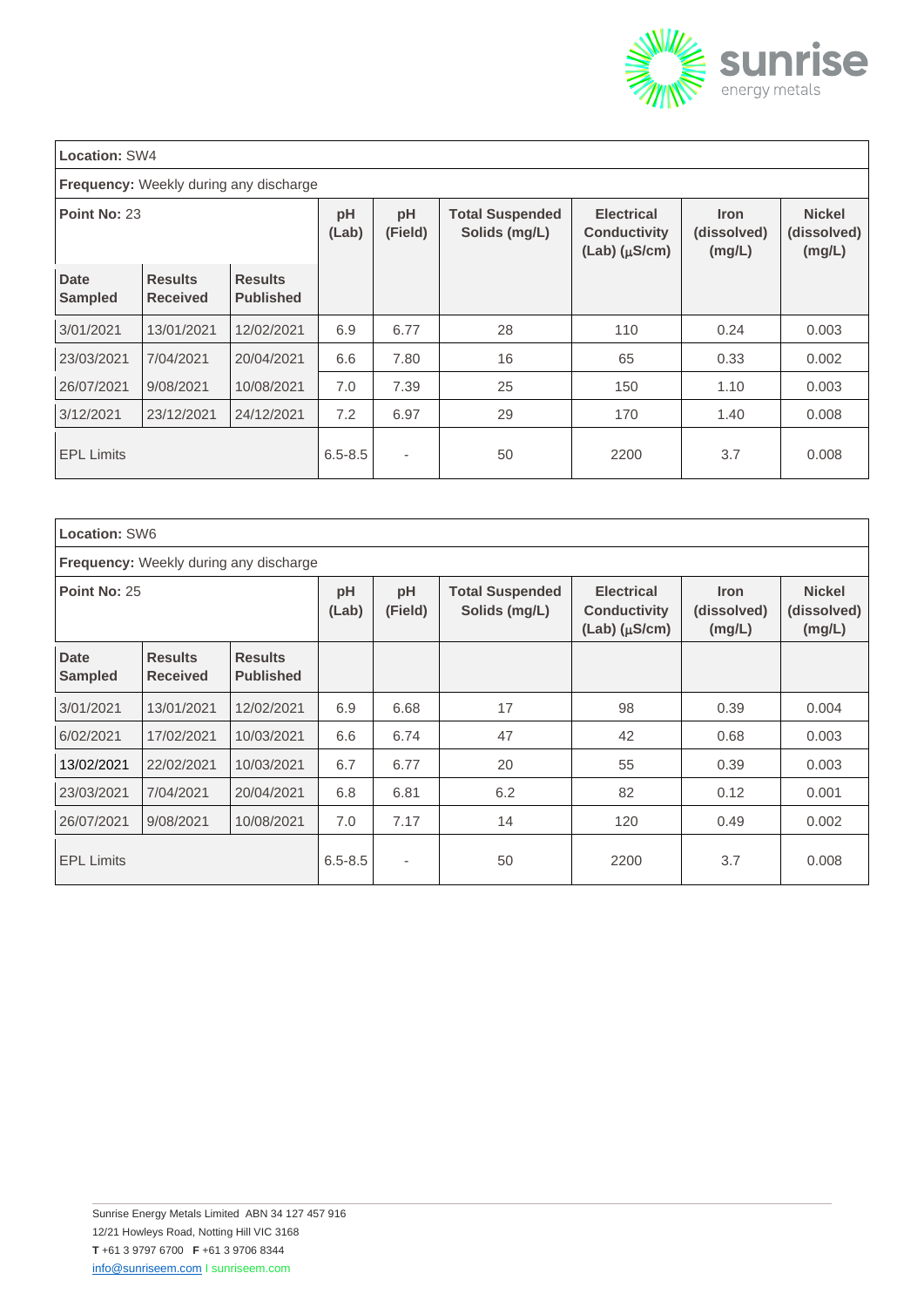| Location: SW4 | | | | | | | | |
|---|---|---|---|---|---|---|---|---|
| **Frequency:** Weekly during any discharge | | | | | | | | |
| **Point No:** 23 | | | **pH (Lab)** | **pH (Field)** | **Total Suspended Solids (mg/L)** | **Electrical Conductivity (Lab) (μS/cm)** | **Iron (dissolved) (mg/L)** | **Nickel (dissolved) (mg/L)** |
| **Date Sampled** | **Results Received** | **Results Published** | | | | | | |
| 3/01/2021 | 13/01/2021 | 12/02/2021 | 6.9 | 6.77 | 28 | 110 | 0.24 | 0.003 |
| 23/03/2021 | 7/04/2021 | 20/04/2021 | 6.6 | 7.80 | 16 | 65 | 0.33 | 0.002 |
| 26/07/2021 | 9/08/2021 | 10/08/2021 | 7.0 | 7.39 | 25 | 150 | 1.10 | 0.003 |
| 3/12/2021 | 23/12/2021 | 24/12/2021 | 7.2 | 6.97 | 29 | 170 | 1.40 | 0.008 |
| EPL Limits | | | 6.5-8.5 | - | 50 | 2200 | 3.7 | 0.008 |

| Location: SW6 | | | | | | | | |
|---|---|---|---|---|---|---|---|---|
| **Frequency:** Weekly during any discharge | | | | | | | | |
| **Point No:** 25 | | | **pH (Lab)** | **pH (Field)** | **Total Suspended Solids (mg/L)** | **Electrical Conductivity (Lab) (μS/cm)** | **Iron (dissolved) (mg/L)** | **Nickel (dissolved) (mg/L)** |
| **Date Sampled** | **Results Received** | **Results Published** | | | | | | |
| 3/01/2021 | 13/01/2021 | 12/02/2021 | 6.9 | 6.68 | 17 | 98 | 0.39 | 0.004 |
| 6/02/2021 | 17/02/2021 | 10/03/2021 | 6.6 | 6.74 | 47 | 42 | 0.68 | 0.003 |
| 13/02/2021 | 22/02/2021 | 10/03/2021 | 6.7 | 6.77 | 20 | 55 | 0.39 | 0.003 |
| 23/03/2021 | 7/04/2021 | 20/04/2021 | 6.8 | 6.81 | 6.2 | 82 | 0.12 | 0.001 |
| 26/07/2021 | 9/08/2021 | 10/08/2021 | 7.0 | 7.17 | 14 | 120 | 0.49 | 0.002 |
| EPL Limits | | | 6.5-8.5 | - | 50 | 2200 | 3.7 | 0.008 |

Sunrise Energy Metals Limited ABN 34 127 457 916
12/21 Howleys Road, Notting Hill VIC 3168
**T** +61 3 9797 6700 **F** +61 3 9706 8344
info@sunriseem.com I sunriseem.com